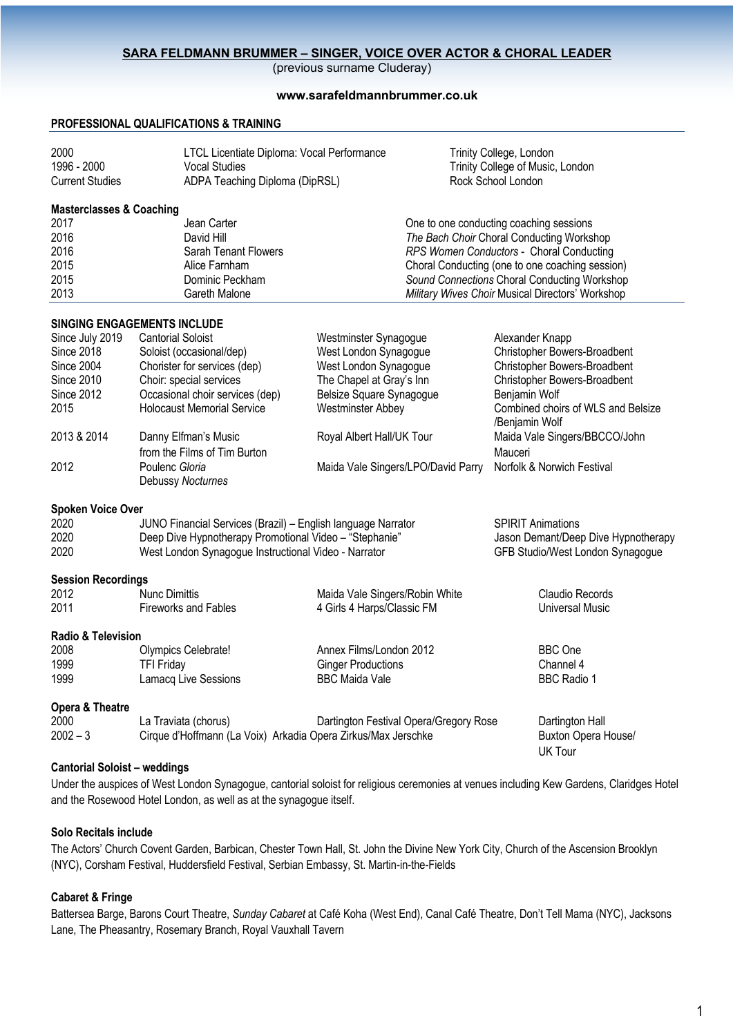# SARA FELDMANN BRUMMER – SINGER, VOICE OVER ACTOR & CHORAL LEADER

(previous surname Cluderay)

**www.sarafeldmannbrummer.co.uk**

## PROFESSIONAL QUALIFICATIONS & TRAINING

| | | |
|---|---|---|
| 2000 | LTCL Licentiate Diploma: Vocal Performance | Trinity College, London |
| 1996 - 2000 | Vocal Studies | Trinity College of Music, London |
| Current Studies | ADPA Teaching Diploma (DipRSL) | Rock School London |

### Masterclasses & Coaching

| | | |
|---|---|---|
| 2017 | Jean Carter | One to one conducting coaching sessions |
| 2016 | David Hill | *The Bach Choir* Choral Conducting Workshop |
| 2016 | Sarah Tenant Flowers | *RPS Women Conductors* - Choral Conducting |
| 2015 | Alice Farnham | Choral Conducting (one to one coaching session) |
| 2015 | Dominic Peckham | *Sound Connections* Choral Conducting Workshop |
| 2013 | Gareth Malone | *Military Wives Choir* Musical Directors' Workshop |

## SINGING ENGAGEMENTS INCLUDE

| | | | |
|---|---|---|---|
| Since July 2019 | Cantorial Soloist | Westminster Synagogue | Alexander Knapp |
| Since 2018 | Soloist (occasional/dep) | West London Synagogue | Christopher Bowers-Broadbent |
| Since 2004 | Chorister for services (dep) | West London Synagogue | Christopher Bowers-Broadbent |
| Since 2010 | Choir: special services | The Chapel at Gray's Inn | Christopher Bowers-Broadbent |
| Since 2012 | Occasional choir services (dep) | Belsize Square Synagogue | Benjamin Wolf |
| 2015 | Holocaust Memorial Service | Westminster Abbey | Combined choirs of WLS and Belsize /Benjamin Wolf |
| 2013 & 2014 | Danny Elfman's Music from the Films of Tim Burton | Royal Albert Hall/UK Tour | Maida Vale Singers/BBCCO/John Mauceri |
| 2012 | Poulenc *Gloria* Debussy *Nocturnes* | Maida Vale Singers/LPO/David Parry | Norfolk & Norwich Festival |

### Spoken Voice Over

| | | |
|---|---|---|
| 2020 | JUNO Financial Services (Brazil) – English language Narrator | SPIRIT Animations |
| 2020 | Deep Dive Hypnotherapy Promotional Video – "Stephanie" | Jason Demant/Deep Dive Hypnotherapy |
| 2020 | West London Synagogue Instructional Video - Narrator | GFB Studio/West London Synagogue |

### Session Recordings

| | | | |
|---|---|---|---|
| 2012 | Nunc Dimittis | Maida Vale Singers/Robin White | Claudio Records |
| 2011 | Fireworks and Fables | 4 Girls 4 Harps/Classic FM | Universal Music |

### Radio & Television

| | | | |
|---|---|---|---|
| 2008 | Olympics Celebrate! | Annex Films/London 2012 | BBC One |
| 1999 | TFI Friday | Ginger Productions | Channel 4 |
| 1999 | Lamacq Live Sessions | BBC Maida Vale | BBC Radio 1 |

### Opera & Theatre

| | | | |
|---|---|---|---|
| 2000 | La Traviata (chorus) | Dartington Festival Opera/Gregory Rose | Dartington Hall |
| 2002 – 3 | Cirque d'Hoffmann (La Voix) | Arkadia Opera Zirkus/Max Jerschke | Buxton Opera House/ UK Tour |

### Cantorial Soloist – weddings

Under the auspices of West London Synagogue, cantorial soloist for religious ceremonies at venues including Kew Gardens, Claridges Hotel and the Rosewood Hotel London, as well as at the synagogue itself.

### Solo Recitals include

The Actors' Church Covent Garden, Barbican, Chester Town Hall, St. John the Divine New York City, Church of the Ascension Brooklyn (NYC), Corsham Festival, Huddersfield Festival, Serbian Embassy, St. Martin-in-the-Fields

### Cabaret & Fringe

Battersea Barge, Barons Court Theatre, *Sunday Cabaret* at Café Koha (West End), Canal Café Theatre, Don't Tell Mama (NYC), Jacksons Lane, The Pheasantry, Rosemary Branch, Royal Vauxhall Tavern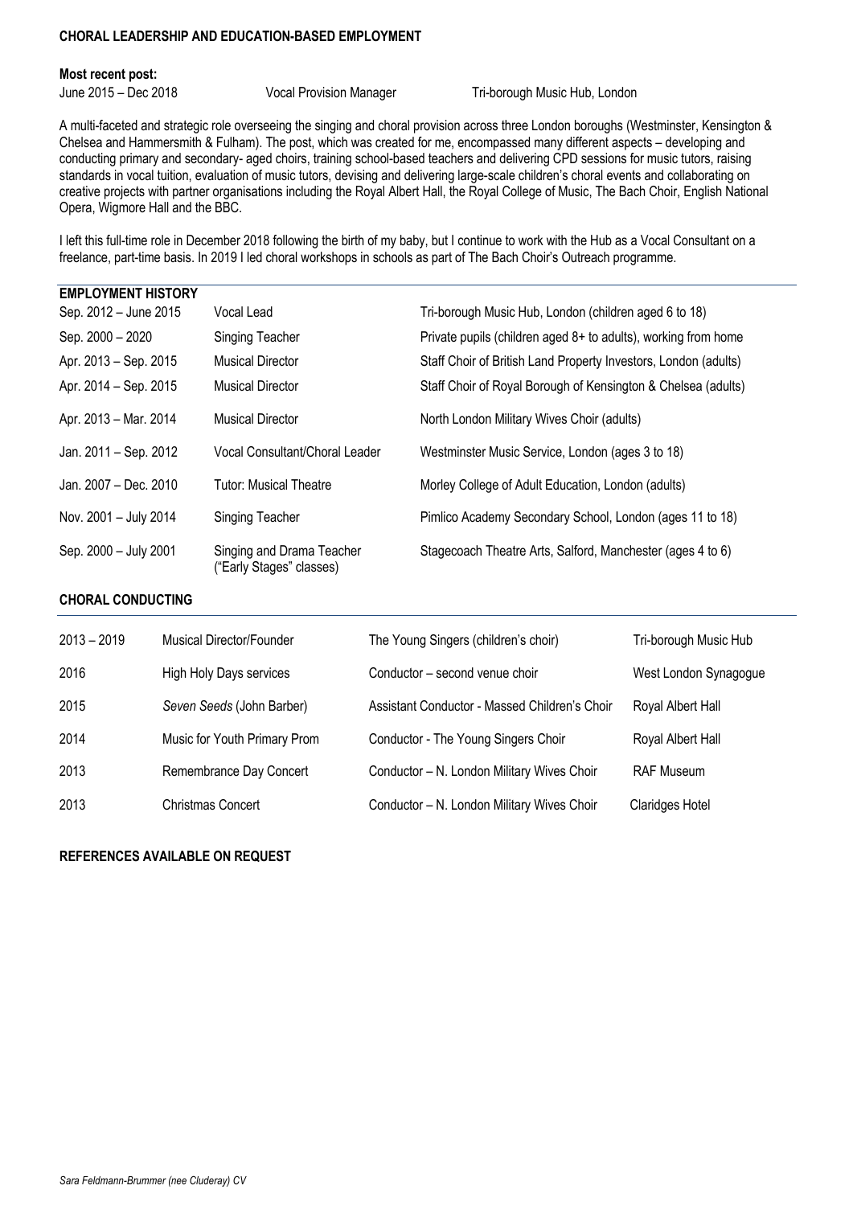## CHORAL LEADERSHIP AND EDUCATION-BASED EMPLOYMENT

**Most recent post:**

| | | |
|---|---|---|
| June 2015 – Dec 2018 | Vocal Provision Manager | Tri-borough Music Hub, London |

A multi-faceted and strategic role overseeing the singing and choral provision across three London boroughs (Westminster, Kensington & Chelsea and Hammersmith & Fulham). The post, which was created for me, encompassed many different aspects – developing and conducting primary and secondary- aged choirs, training school-based teachers and delivering CPD sessions for music tutors, raising standards in vocal tuition, evaluation of music tutors, devising and delivering large-scale children's choral events and collaborating on creative projects with partner organisations including the Royal Albert Hall, the Royal College of Music, The Bach Choir, English National Opera, Wigmore Hall and the BBC.

I left this full-time role in December 2018 following the birth of my baby, but I continue to work with the Hub as a Vocal Consultant on a freelance, part-time basis. In 2019 I led choral workshops in schools as part of The Bach Choir's Outreach programme.

## EMPLOYMENT HISTORY

| | | |
|---|---|---|
| Sep. 2012 – June 2015 | Vocal Lead | Tri-borough Music Hub, London (children aged 6 to 18) |
| Sep. 2000 – 2020 | Singing Teacher | Private pupils (children aged 8+ to adults), working from home |
| Apr. 2013 – Sep. 2015 | Musical Director | Staff Choir of British Land Property Investors, London (adults) |
| Apr. 2014 – Sep. 2015 | Musical Director | Staff Choir of Royal Borough of Kensington & Chelsea (adults) |
| Apr. 2013 – Mar. 2014 | Musical Director | North London Military Wives Choir (adults) |
| Jan. 2011 – Sep. 2012 | Vocal Consultant/Choral Leader | Westminster Music Service, London (ages 3 to 18) |
| Jan. 2007 – Dec. 2010 | Tutor: Musical Theatre | Morley College of Adult Education, London (adults) |
| Nov. 2001 – July 2014 | Singing Teacher | Pimlico Academy Secondary School, London (ages 11 to 18) |
| Sep. 2000 – July 2001 | Singing and Drama Teacher ("Early Stages" classes) | Stagecoach Theatre Arts, Salford, Manchester (ages 4 to 6) |

## CHORAL CONDUCTING

| | | | |
|---|---|---|---|
| 2013 – 2019 | Musical Director/Founder | The Young Singers (children's choir) | Tri-borough Music Hub |
| 2016 | High Holy Days services | Conductor – second venue choir | West London Synagogue |
| 2015 | *Seven Seeds* (John Barber) | Assistant Conductor - Massed Children's Choir | Royal Albert Hall |
| 2014 | Music for Youth Primary Prom | Conductor - The Young Singers Choir | Royal Albert Hall |
| 2013 | Remembrance Day Concert | Conductor – N. London Military Wives Choir | RAF Museum |
| 2013 | Christmas Concert | Conductor – N. London Military Wives Choir | Claridges Hotel |

**REFERENCES AVAILABLE ON REQUEST**